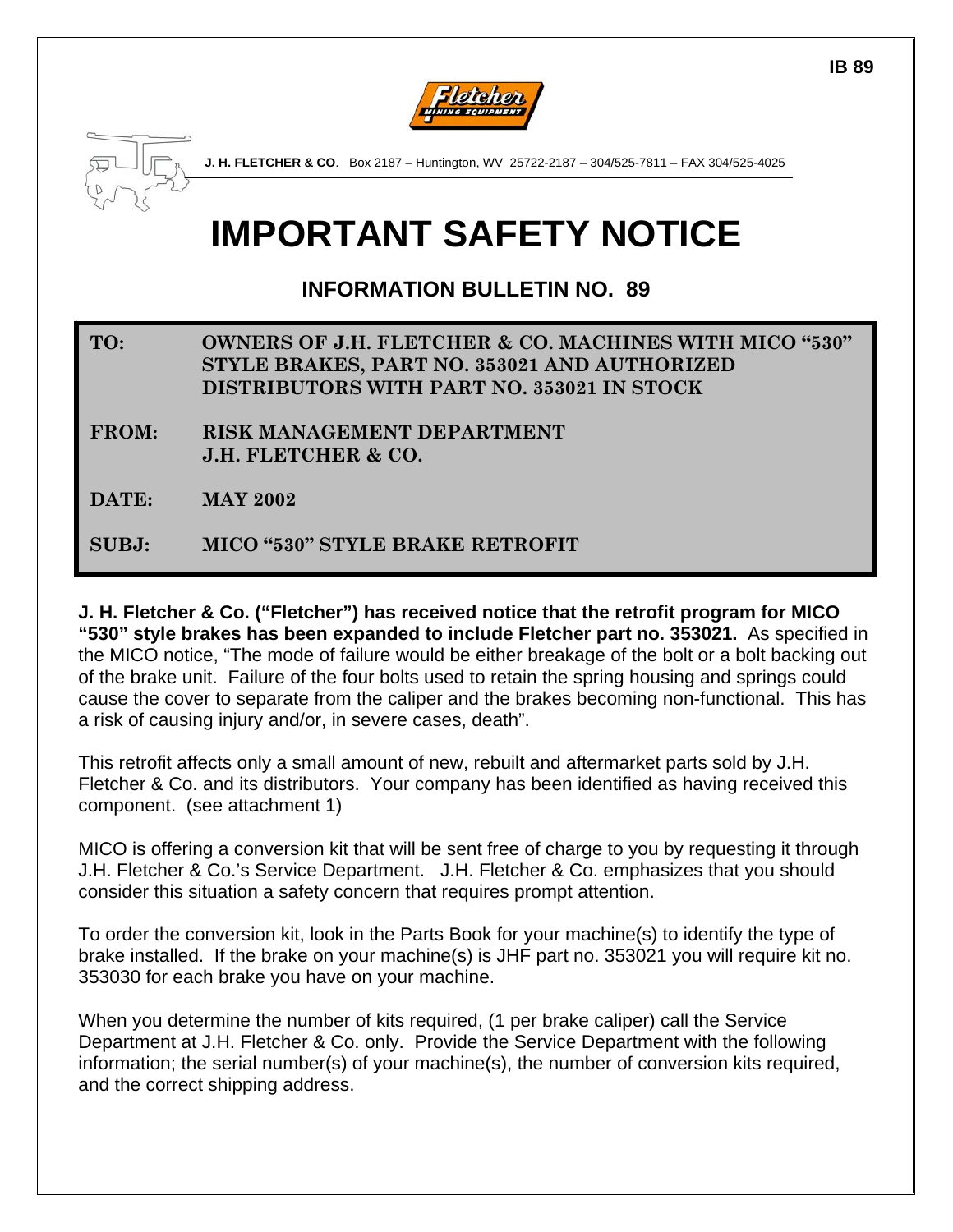IB 89

Fletcher MINING EQUIPMENT

**J. H. FLETCHER & CO**. Box 2187 – Huntington, WV 25722-2187 – 304/525-7811 – FAX 304/525-4025

# IMPORTANT SAFETY NOTICE

## INFORMATION BULLETIN NO. 89

| | |
|---|---|
| **TO:** | **OWNERS OF J.H. FLETCHER & CO. MACHINES WITH MICO "530" STYLE BRAKES, PART NO. 353021 AND AUTHORIZED DISTRIBUTORS WITH PART NO. 353021 IN STOCK** |
| **FROM:** | **RISK MANAGEMENT DEPARTMENT J.H. FLETCHER & CO.** |
| **DATE:** | **MAY 2002** |
| **SUBJ:** | **MICO "530" STYLE BRAKE RETROFIT** |

**J. H. Fletcher & Co. ("Fletcher") has received notice that the retrofit program for MICO "530" style brakes has been expanded to include Fletcher part no. 353021.** As specified in the MICO notice, "The mode of failure would be either breakage of the bolt or a bolt backing out of the brake unit. Failure of the four bolts used to retain the spring housing and springs could cause the cover to separate from the caliper and the brakes becoming non-functional. This has a risk of causing injury and/or, in severe cases, death".

This retrofit affects only a small amount of new, rebuilt and aftermarket parts sold by J.H. Fletcher & Co. and its distributors. Your company has been identified as having received this component. (see attachment 1)

MICO is offering a conversion kit that will be sent free of charge to you by requesting it through J.H. Fletcher & Co.'s Service Department. J.H. Fletcher & Co. emphasizes that you should consider this situation a safety concern that requires prompt attention.

To order the conversion kit, look in the Parts Book for your machine(s) to identify the type of brake installed. If the brake on your machine(s) is JHF part no. 353021 you will require kit no. 353030 for each brake you have on your machine.

When you determine the number of kits required, (1 per brake caliper) call the Service Department at J.H. Fletcher & Co. only. Provide the Service Department with the following information; the serial number(s) of your machine(s), the number of conversion kits required, and the correct shipping address.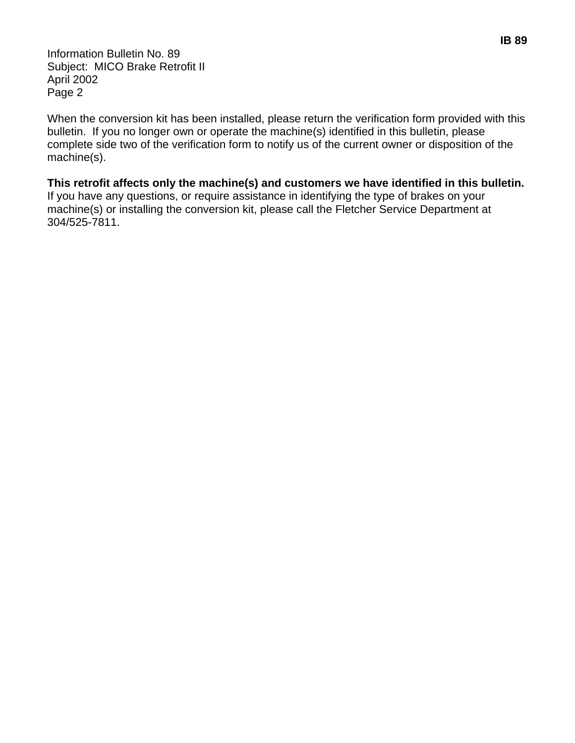Information Bulletin No. 89
Subject: MICO Brake Retrofit II
April 2002
Page 2

When the conversion kit has been installed, please return the verification form provided with this bulletin. If you no longer own or operate the machine(s) identified in this bulletin, please complete side two of the verification form to notify us of the current owner or disposition of the machine(s).

**This retrofit affects only the machine(s) and customers we have identified in this bulletin.** If you have any questions, or require assistance in identifying the type of brakes on your machine(s) or installing the conversion kit, please call the Fletcher Service Department at 304/525-7811.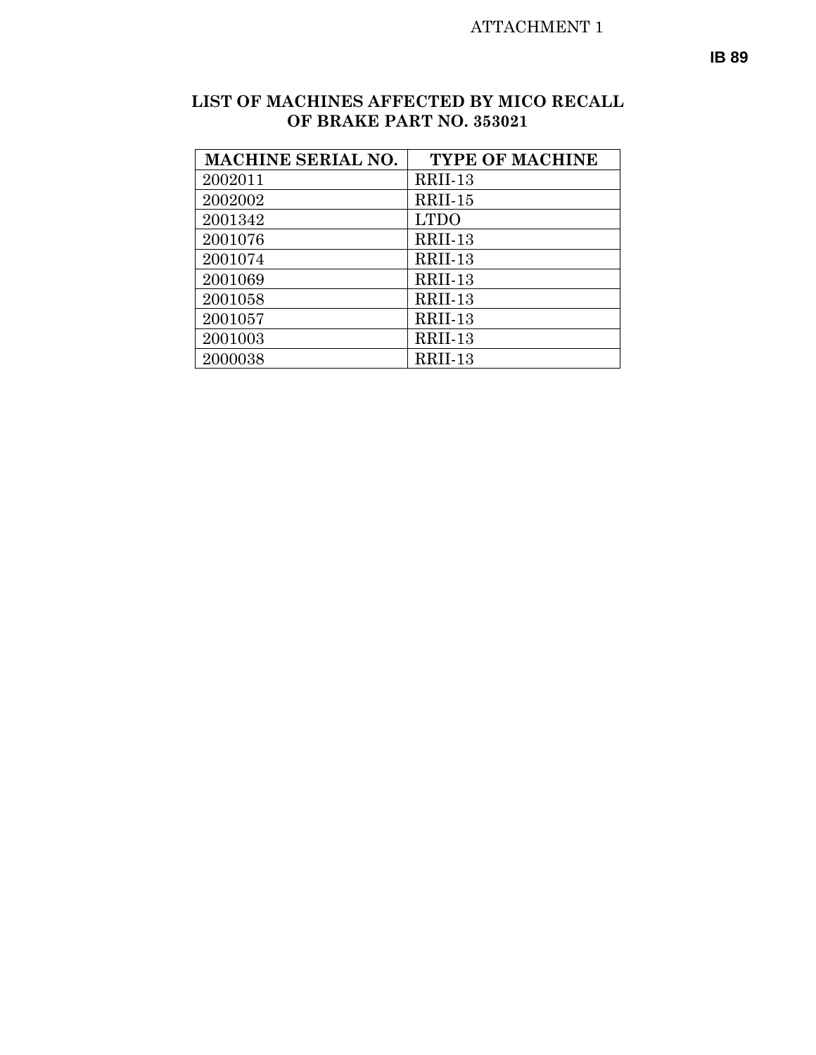ATTACHMENT 1

**IB 89**

## LIST OF MACHINES AFFECTED BY MICO RECALL OF BRAKE PART NO. 353021

| MACHINE SERIAL NO. | TYPE OF MACHINE |
|---|---|
| 2002011 | RRII-13 |
| 2002002 | RRII-15 |
| 2001342 | LTDO |
| 2001076 | RRII-13 |
| 2001074 | RRII-13 |
| 2001069 | RRII-13 |
| 2001058 | RRII-13 |
| 2001057 | RRII-13 |
| 2001003 | RRII-13 |
| 2000038 | RRII-13 |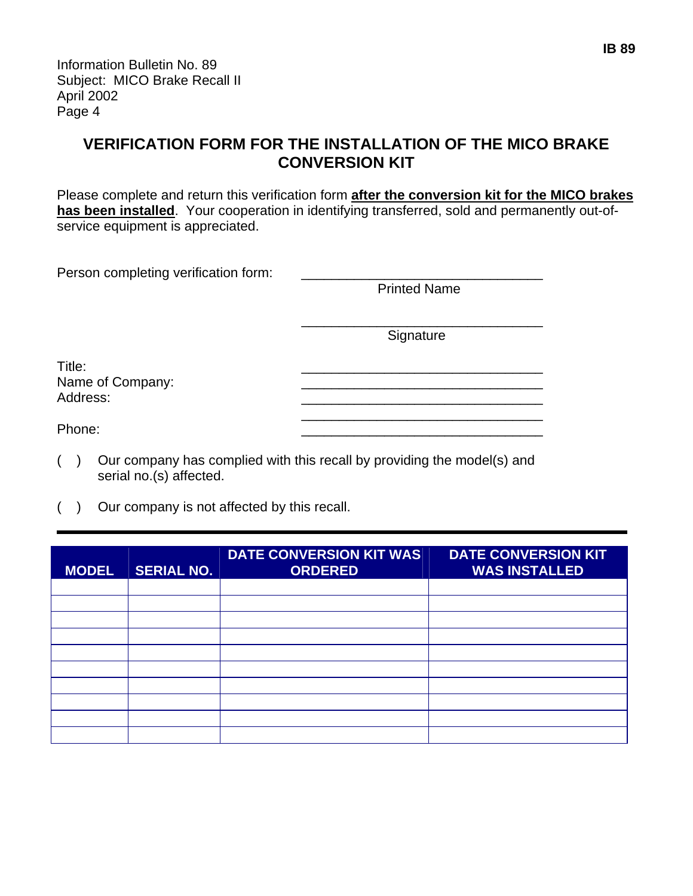Information Bulletin No. 89
Subject: MICO Brake Recall II
April 2002
Page 4

## VERIFICATION FORM FOR THE INSTALLATION OF THE MICO BRAKE CONVERSION KIT

Please complete and return this verification form **after the conversion kit for the MICO brakes has been installed**. Your cooperation in identifying transferred, sold and permanently out-of-service equipment is appreciated.

Person completing verification form: ________________________________
Printed Name

________________________________
Signature

Title: ________________________________
Name of Company: ________________________________
Address: ________________________________
________________________________
Phone: ________________________________

( ) Our company has complied with this recall by providing the model(s) and serial no.(s) affected.

( ) Our company is not affected by this recall.

| MODEL | SERIAL NO. | DATE CONVERSION KIT WAS ORDERED | DATE CONVERSION KIT WAS INSTALLED |
|---|---|---|---|
| | | | |
| | | | |
| | | | |
| | | | |
| | | | |
| | | | |
| | | | |
| | | | |
| | | | |
| | | | |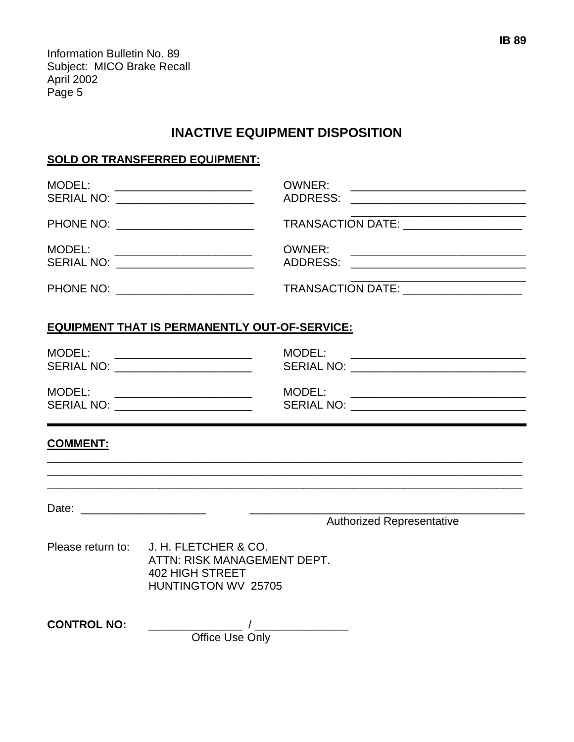Information Bulletin No. 89
Subject: MICO Brake Recall
April 2002
Page 5

# INACTIVE EQUIPMENT DISPOSITION

**SOLD OR TRANSFERRED EQUIPMENT:**

MODEL: ______________________ OWNER: ____________________________
SERIAL NO: ______________________ ADDRESS: ____________________________
____________________________
PHONE NO: ______________________ TRANSACTION DATE: ___________________

MODEL: ______________________ OWNER: ____________________________
SERIAL NO: ______________________ ADDRESS: ____________________________
____________________________
PHONE NO: ______________________ TRANSACTION DATE: ___________________

**EQUIPMENT THAT IS PERMANENTLY OUT-OF-SERVICE:**

MODEL: ______________________ MODEL: ____________________________
SERIAL NO: ______________________ SERIAL NO: ____________________________

MODEL: ______________________ MODEL: ____________________________
SERIAL NO: ______________________ SERIAL NO: ____________________________

---

**COMMENT:**

_____________________________________________________________________________
_____________________________________________________________________________
_____________________________________________________________________________

Date: ____________________ ____________________________________________
Authorized Representative

Please return to: J. H. FLETCHER & CO.
ATTN: RISK MANAGEMENT DEPT.
402 HIGH STREET
HUNTINGTON WV 25705

**CONTROL NO:** _______________ / _______________
Office Use Only